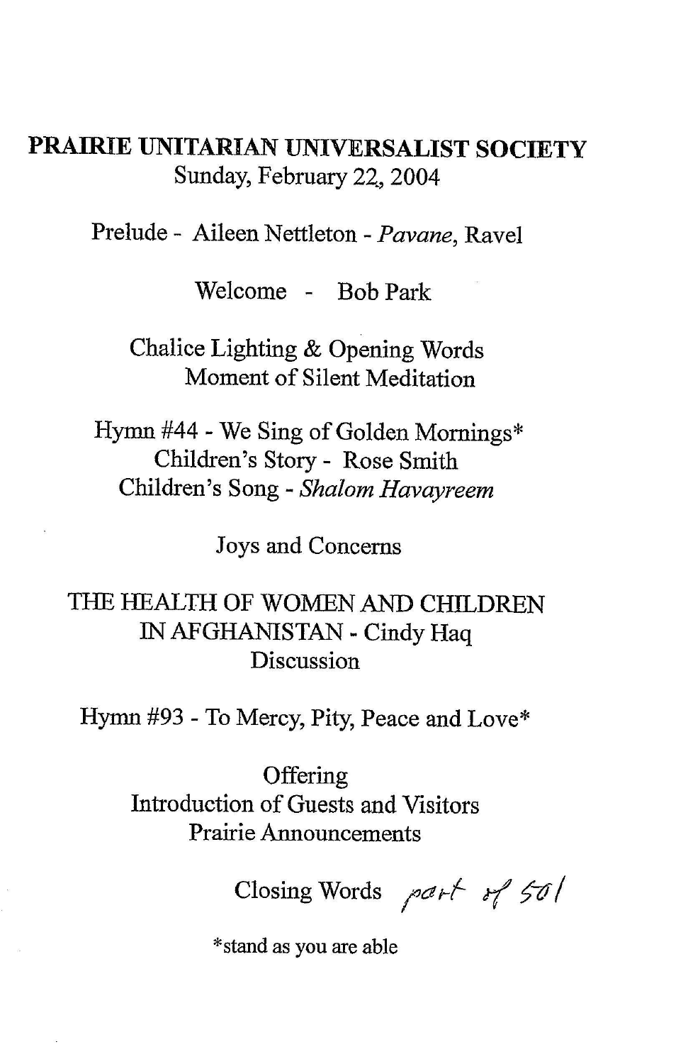**PRAIRIE UNITARIAN UNIVERSALIST SOCIETY**

Sunday, February 22, 2004

Prelude - Aileen Nettleton - *Pavane*, Ravel

Welcome - Bob Park

Chalice Lighting & Opening Words
Moment of Silent Meditation

Hymn #44 - We Sing of Golden Mornings*
Children's Story - Rose Smith
Children's Song - *Shalom Havayreem*

Joys and Concerns

THE HEALTH OF WOMEN AND CHILDREN
IN AFGHANISTAN - Cindy Haq
Discussion

Hymn #93 - To Mercy, Pity, Peace and Love*

Offering
Introduction of Guests and Visitors
Prairie Announcements

Closing Words part of 501

*stand as you are able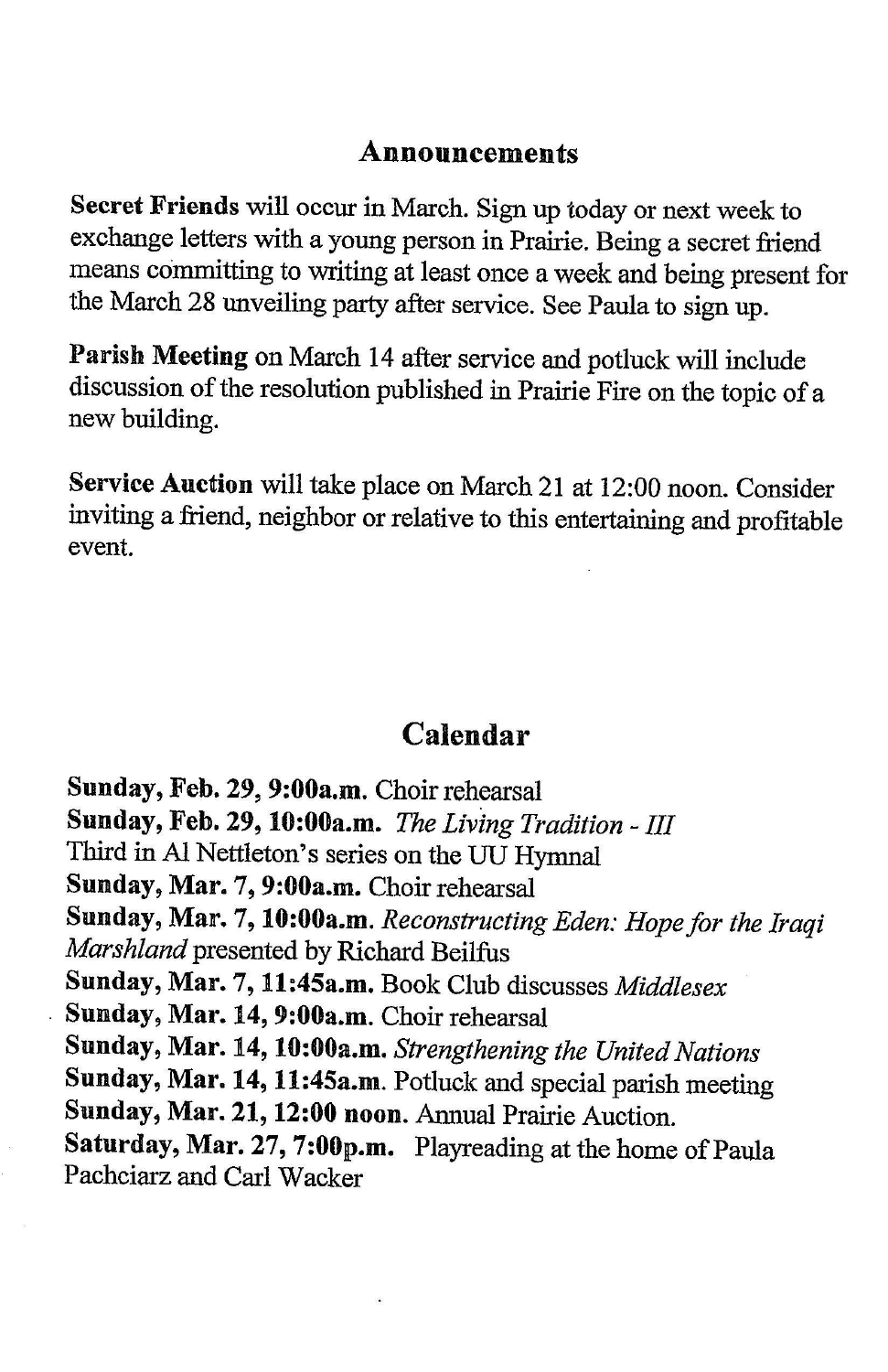## Announcements

**Secret Friends** will occur in March. Sign up today or next week to exchange letters with a young person in Prairie. Being a secret friend means committing to writing at least once a week and being present for the March 28 unveiling party after service. See Paula to sign up.

**Parish Meeting** on March 14 after service and potluck will include discussion of the resolution published in Prairie Fire on the topic of a new building.

**Service Auction** will take place on March 21 at 12:00 noon. Consider inviting a friend, neighbor or relative to this entertaining and profitable event.

## Calendar

**Sunday, Feb. 29, 9:00a.m.** Choir rehearsal
**Sunday, Feb. 29, 10:00a.m.** *The Living Tradition - III*
Third in Al Nettleton's series on the UU Hymnal
**Sunday, Mar. 7, 9:00a.m.** Choir rehearsal
**Sunday, Mar. 7, 10:00a.m.** *Reconstructing Eden: Hope for the Iraqi Marshland* presented by Richard Beilfus
**Sunday, Mar. 7, 11:45a.m.** Book Club discusses *Middlesex*
**Sunday, Mar. 14, 9:00a.m.** Choir rehearsal
**Sunday, Mar. 14, 10:00a.m.** *Strengthening the United Nations*
**Sunday, Mar. 14, 11:45a.m.** Potluck and special parish meeting
**Sunday, Mar. 21, 12:00 noon.** Annual Prairie Auction.
**Saturday, Mar. 27, 7:00p.m.** Playreading at the home of Paula Pachciarz and Carl Wacker